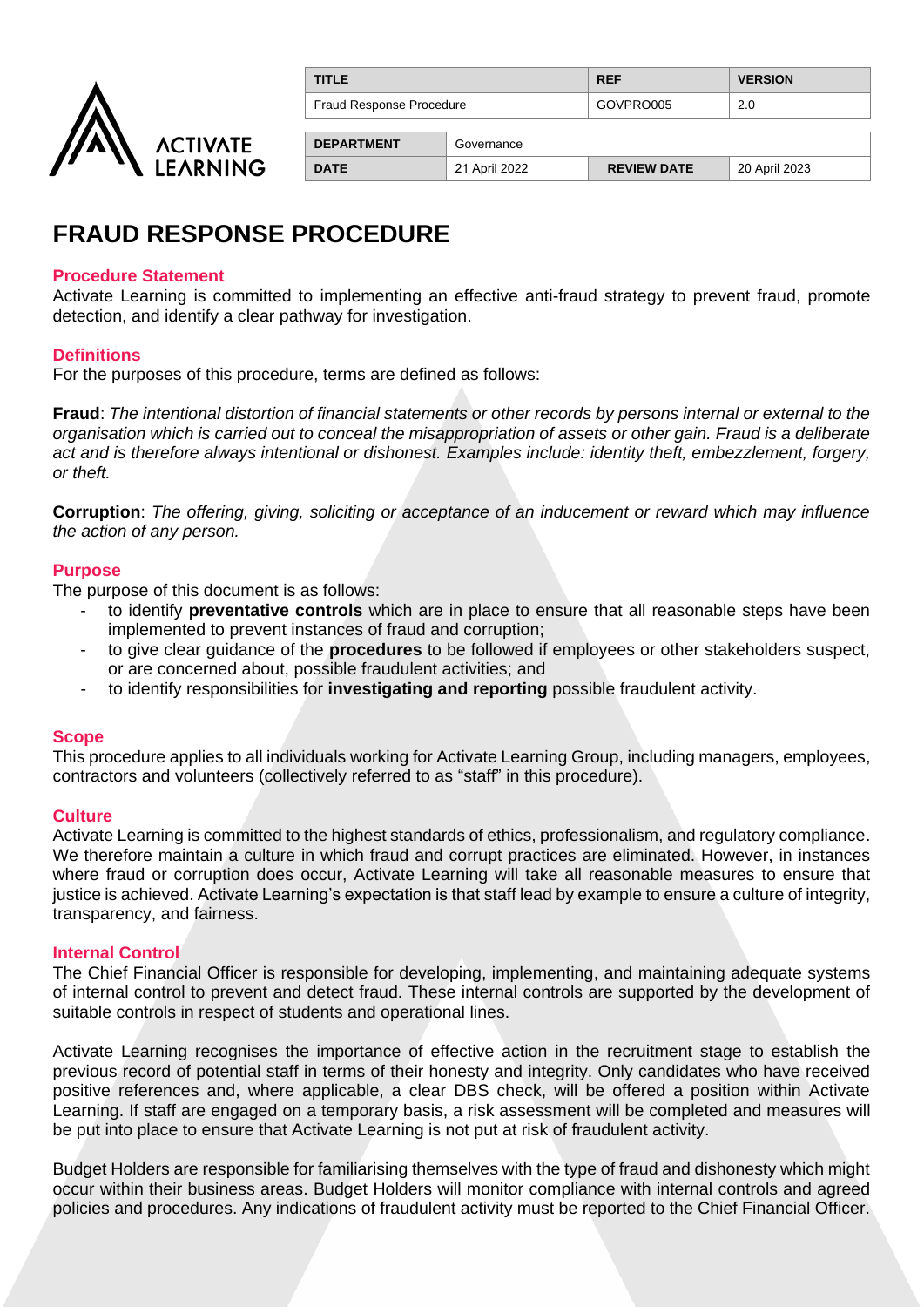| TITLE | | REF | VERSION |
|---|---|---|---|
| Fraud Response Procedure | | GOVPRO005 | 2.0 |

| DEPARTMENT | Governance | | |
|---|---|---|---|
| DATE | 21 April 2022 | REVIEW DATE | 20 April 2023 |

# FRAUD RESPONSE PROCEDURE

## Procedure Statement

Activate Learning is committed to implementing an effective anti-fraud strategy to prevent fraud, promote detection, and identify a clear pathway for investigation.

## Definitions

For the purposes of this procedure, terms are defined as follows:

**Fraud**: *The intentional distortion of financial statements or other records by persons internal or external to the organisation which is carried out to conceal the misappropriation of assets or other gain. Fraud is a deliberate act and is therefore always intentional or dishonest. Examples include: identity theft, embezzlement, forgery, or theft.*

**Corruption**: *The offering, giving, soliciting or acceptance of an inducement or reward which may influence the action of any person.*

## Purpose

The purpose of this document is as follows:

- to identify **preventative controls** which are in place to ensure that all reasonable steps have been implemented to prevent instances of fraud and corruption;
- to give clear guidance of the **procedures** to be followed if employees or other stakeholders suspect, or are concerned about, possible fraudulent activities; and
- to identify responsibilities for **investigating and reporting** possible fraudulent activity.

## Scope

This procedure applies to all individuals working for Activate Learning Group, including managers, employees, contractors and volunteers (collectively referred to as "staff" in this procedure).

## Culture

Activate Learning is committed to the highest standards of ethics, professionalism, and regulatory compliance. We therefore maintain a culture in which fraud and corrupt practices are eliminated. However, in instances where fraud or corruption does occur, Activate Learning will take all reasonable measures to ensure that justice is achieved. Activate Learning's expectation is that staff lead by example to ensure a culture of integrity, transparency, and fairness.

## Internal Control

The Chief Financial Officer is responsible for developing, implementing, and maintaining adequate systems of internal control to prevent and detect fraud. These internal controls are supported by the development of suitable controls in respect of students and operational lines.

Activate Learning recognises the importance of effective action in the recruitment stage to establish the previous record of potential staff in terms of their honesty and integrity. Only candidates who have received positive references and, where applicable, a clear DBS check, will be offered a position within Activate Learning. If staff are engaged on a temporary basis, a risk assessment will be completed and measures will be put into place to ensure that Activate Learning is not put at risk of fraudulent activity.

Budget Holders are responsible for familiarising themselves with the type of fraud and dishonesty which might occur within their business areas. Budget Holders will monitor compliance with internal controls and agreed policies and procedures. Any indications of fraudulent activity must be reported to the Chief Financial Officer.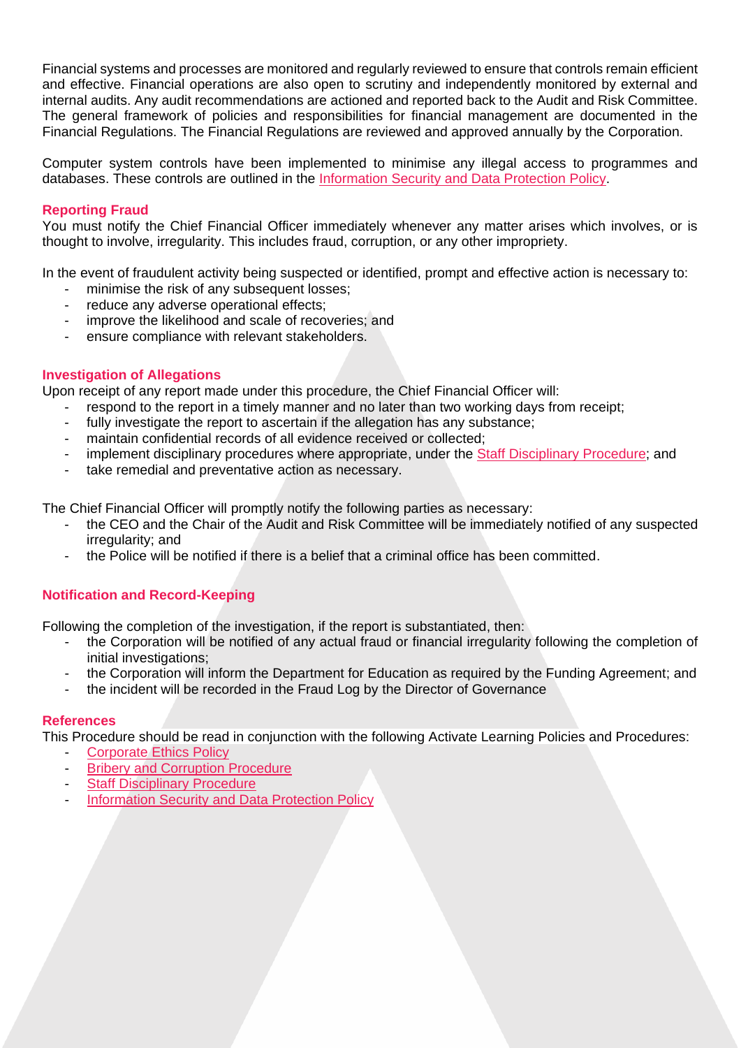Financial systems and processes are monitored and regularly reviewed to ensure that controls remain efficient and effective. Financial operations are also open to scrutiny and independently monitored by external and internal audits. Any audit recommendations are actioned and reported back to the Audit and Risk Committee. The general framework of policies and responsibilities for financial management are documented in the Financial Regulations. The Financial Regulations are reviewed and approved annually by the Corporation.

Computer system controls have been implemented to minimise any illegal access to programmes and databases. These controls are outlined in the Information Security and Data Protection Policy.

### Reporting Fraud

You must notify the Chief Financial Officer immediately whenever any matter arises which involves, or is thought to involve, irregularity. This includes fraud, corruption, or any other impropriety.

In the event of fraudulent activity being suspected or identified, prompt and effective action is necessary to:

- minimise the risk of any subsequent losses;
- reduce any adverse operational effects;
- improve the likelihood and scale of recoveries; and
- ensure compliance with relevant stakeholders.

### Investigation of Allegations

Upon receipt of any report made under this procedure, the Chief Financial Officer will:

- respond to the report in a timely manner and no later than two working days from receipt;
- fully investigate the report to ascertain if the allegation has any substance;
- maintain confidential records of all evidence received or collected;
- implement disciplinary procedures where appropriate, under the Staff Disciplinary Procedure; and
- take remedial and preventative action as necessary.

The Chief Financial Officer will promptly notify the following parties as necessary:

- the CEO and the Chair of the Audit and Risk Committee will be immediately notified of any suspected irregularity; and
- the Police will be notified if there is a belief that a criminal office has been committed.

### Notification and Record-Keeping

Following the completion of the investigation, if the report is substantiated, then:

- the Corporation will be notified of any actual fraud or financial irregularity following the completion of initial investigations;
- the Corporation will inform the Department for Education as required by the Funding Agreement; and
- the incident will be recorded in the Fraud Log by the Director of Governance

### References

This Procedure should be read in conjunction with the following Activate Learning Policies and Procedures:

- Corporate Ethics Policy
- Bribery and Corruption Procedure
- Staff Disciplinary Procedure
- Information Security and Data Protection Policy